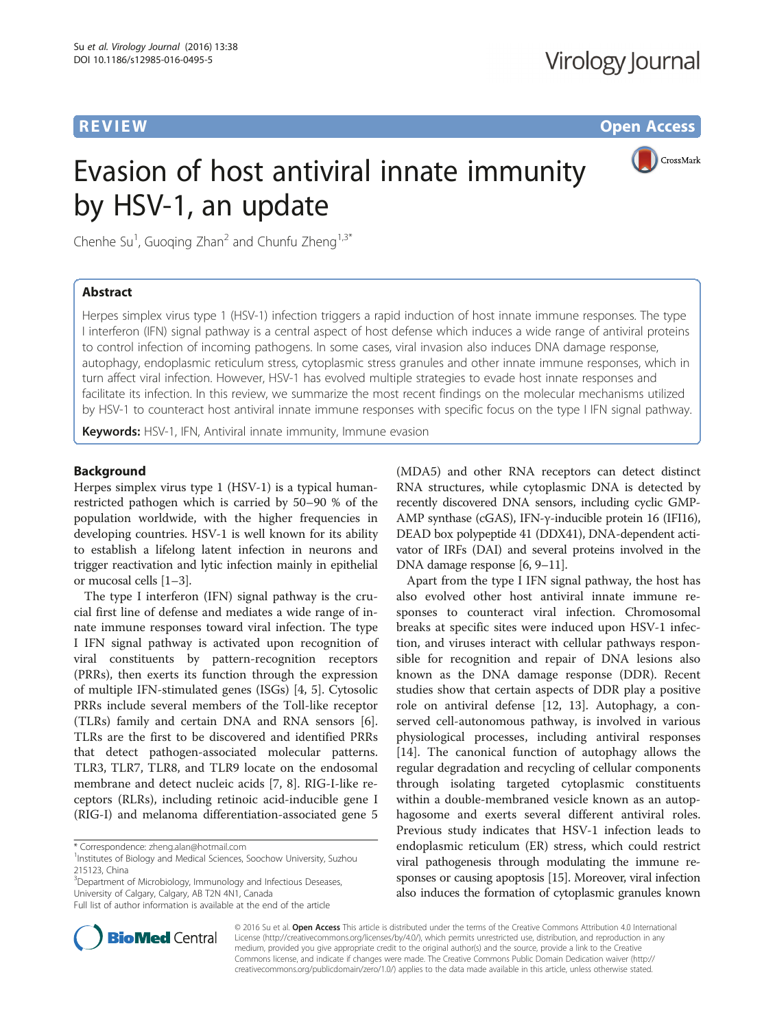REVIEW Open Access

# Evasion of host antiviral innate immunity by HSV-1, an update

Chenhe Su[1], Guoqing Zhan[2] and Chunfu Zheng[1,3*]

## Abstract

Herpes simplex virus type 1 (HSV-1) infection triggers a rapid induction of host innate immune responses. The type I interferon (IFN) signal pathway is a central aspect of host defense which induces a wide range of antiviral proteins to control infection of incoming pathogens. In some cases, viral invasion also induces DNA damage response, autophagy, endoplasmic reticulum stress, cytoplasmic stress granules and other innate immune responses, which in turn affect viral infection. However, HSV-1 has evolved multiple strategies to evade host innate responses and facilitate its infection. In this review, we summarize the most recent findings on the molecular mechanisms utilized by HSV-1 to counteract host antiviral innate immune responses with specific focus on the type I IFN signal pathway.

**Keywords:** HSV-1, IFN, Antiviral innate immunity, Immune evasion

## Background

Herpes simplex virus type 1 (HSV-1) is a typical human-restricted pathogen which is carried by 50–90 % of the population worldwide, with the higher frequencies in developing countries. HSV-1 is well known for its ability to establish a lifelong latent infection in neurons and trigger reactivation and lytic infection mainly in epithelial or mucosal cells [1–3].

The type I interferon (IFN) signal pathway is the crucial first line of defense and mediates a wide range of innate immune responses toward viral infection. The type I IFN signal pathway is activated upon recognition of viral constituents by pattern-recognition receptors (PRRs), then exerts its function through the expression of multiple IFN-stimulated genes (ISGs) [4, 5]. Cytosolic PRRs include several members of the Toll-like receptor (TLRs) family and certain DNA and RNA sensors [6]. TLRs are the first to be discovered and identified PRRs that detect pathogen-associated molecular patterns. TLR3, TLR7, TLR8, and TLR9 locate on the endosomal membrane and detect nucleic acids [7, 8]. RIG-I-like receptors (RLRs), including retinoic acid-inducible gene I (RIG-I) and melanoma differentiation-associated gene 5 (MDA5) and other RNA receptors can detect distinct RNA structures, while cytoplasmic DNA is detected by recently discovered DNA sensors, including cyclic GMP-AMP synthase (cGAS), IFN-γ-inducible protein 16 (IFI16), DEAD box polypeptide 41 (DDX41), DNA-dependent activator of IRFs (DAI) and several proteins involved in the DNA damage response [6, 9–11].

Apart from the type I IFN signal pathway, the host has also evolved other host antiviral innate immune responses to counteract viral infection. Chromosomal breaks at specific sites were induced upon HSV-1 infection, and viruses interact with cellular pathways responsible for recognition and repair of DNA lesions also known as the DNA damage response (DDR). Recent studies show that certain aspects of DDR play a positive role on antiviral defense [12, 13]. Autophagy, a conserved cell-autonomous pathway, is involved in various physiological processes, including antiviral responses [14]. The canonical function of autophagy allows the regular degradation and recycling of cellular components through isolating targeted cytoplasmic constituents within a double-membraned vesicle known as an autophagosome and exerts several different antiviral roles. Previous study indicates that HSV-1 infection leads to endoplasmic reticulum (ER) stress, which could restrict viral pathogenesis through modulating the immune responses or causing apoptosis [15]. Moreover, viral infection also induces the formation of cytoplasmic granules known

\* Correspondence: zheng.alan@hotmail.com
[1]Institutes of Biology and Medical Sciences, Soochow University, Suzhou 215123, China
[3]Department of Microbiology, Immunology and Infectious Deseases, University of Calgary, Calgary, AB T2N 4N1, Canada
Full list of author information is available at the end of the article

© 2016 Su et al. **Open Access** This article is distributed under the terms of the Creative Commons Attribution 4.0 International License (http://creativecommons.org/licenses/by/4.0/), which permits unrestricted use, distribution, and reproduction in any medium, provided you give appropriate credit to the original author(s) and the source, provide a link to the Creative Commons license, and indicate if changes were made. The Creative Commons Public Domain Dedication waiver (http://creativecommons.org/publicdomain/zero/1.0/) applies to the data made available in this article, unless otherwise stated.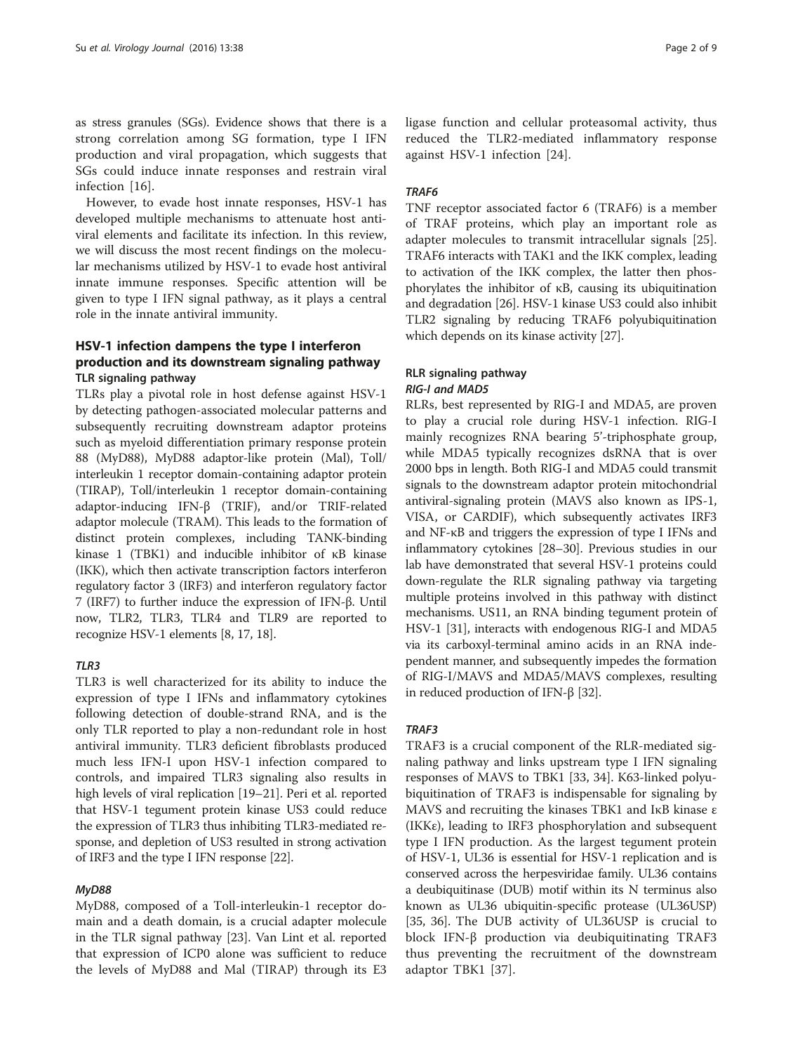as stress granules (SGs). Evidence shows that there is a strong correlation among SG formation, type I IFN production and viral propagation, which suggests that SGs could induce innate responses and restrain viral infection [16].

However, to evade host innate responses, HSV-1 has developed multiple mechanisms to attenuate host antiviral elements and facilitate its infection. In this review, we will discuss the most recent findings on the molecular mechanisms utilized by HSV-1 to evade host antiviral innate immune responses. Specific attention will be given to type I IFN signal pathway, as it plays a central role in the innate antiviral immunity.

## HSV-1 infection dampens the type I interferon production and its downstream signaling pathway

### TLR signaling pathway

TLRs play a pivotal role in host defense against HSV-1 by detecting pathogen-associated molecular patterns and subsequently recruiting downstream adaptor proteins such as myeloid differentiation primary response protein 88 (MyD88), MyD88 adaptor-like protein (Mal), Toll/interleukin 1 receptor domain-containing adaptor protein (TIRAP), Toll/interleukin 1 receptor domain-containing adaptor-inducing IFN-β (TRIF), and/or TRIF-related adaptor molecule (TRAM). This leads to the formation of distinct protein complexes, including TANK-binding kinase 1 (TBK1) and inducible inhibitor of κB kinase (IKK), which then activate transcription factors interferon regulatory factor 3 (IRF3) and interferon regulatory factor 7 (IRF7) to further induce the expression of IFN-β. Until now, TLR2, TLR3, TLR4 and TLR9 are reported to recognize HSV-1 elements [8, 17, 18].

#### *TLR3*

TLR3 is well characterized for its ability to induce the expression of type I IFNs and inflammatory cytokines following detection of double-strand RNA, and is the only TLR reported to play a non-redundant role in host antiviral immunity. TLR3 deficient fibroblasts produced much less IFN-I upon HSV-1 infection compared to controls, and impaired TLR3 signaling also results in high levels of viral replication [19–21]. Peri et al. reported that HSV-1 tegument protein kinase US3 could reduce the expression of TLR3 thus inhibiting TLR3-mediated response, and depletion of US3 resulted in strong activation of IRF3 and the type I IFN response [22].

#### *MyD88*

MyD88, composed of a Toll-interleukin-1 receptor domain and a death domain, is a crucial adapter molecule in the TLR signal pathway [23]. Van Lint et al. reported that expression of ICP0 alone was sufficient to reduce the levels of MyD88 and Mal (TIRAP) through its E3 ligase function and cellular proteasomal activity, thus reduced the TLR2-mediated inflammatory response against HSV-1 infection [24].

#### *TRAF6*

TNF receptor associated factor 6 (TRAF6) is a member of TRAF proteins, which play an important role as adapter molecules to transmit intracellular signals [25]. TRAF6 interacts with TAK1 and the IKK complex, leading to activation of the IKK complex, the latter then phosphorylates the inhibitor of κB, causing its ubiquitination and degradation [26]. HSV-1 kinase US3 could also inhibit TLR2 signaling by reducing TRAF6 polyubiquitination which depends on its kinase activity [27].

### RLR signaling pathway

#### *RIG-I and MAD5*

RLRs, best represented by RIG-I and MDA5, are proven to play a crucial role during HSV-1 infection. RIG-I mainly recognizes RNA bearing 5'-triphosphate group, while MDA5 typically recognizes dsRNA that is over 2000 bps in length. Both RIG-I and MDA5 could transmit signals to the downstream adaptor protein mitochondrial antiviral-signaling protein (MAVS also known as IPS-1, VISA, or CARDIF), which subsequently activates IRF3 and NF-κB and triggers the expression of type I IFNs and inflammatory cytokines [28–30]. Previous studies in our lab have demonstrated that several HSV-1 proteins could down-regulate the RLR signaling pathway via targeting multiple proteins involved in this pathway with distinct mechanisms. US11, an RNA binding tegument protein of HSV-1 [31], interacts with endogenous RIG-I and MDA5 via its carboxyl-terminal amino acids in an RNA independent manner, and subsequently impedes the formation of RIG-I/MAVS and MDA5/MAVS complexes, resulting in reduced production of IFN-β [32].

#### *TRAF3*

TRAF3 is a crucial component of the RLR-mediated signaling pathway and links upstream type I IFN signaling responses of MAVS to TBK1 [33, 34]. K63-linked polyubiquitination of TRAF3 is indispensable for signaling by MAVS and recruiting the kinases TBK1 and IκB kinase ε (IKKε), leading to IRF3 phosphorylation and subsequent type I IFN production. As the largest tegument protein of HSV-1, UL36 is essential for HSV-1 replication and is conserved across the herpesviridae family. UL36 contains a deubiquitinase (DUB) motif within its N terminus also known as UL36 ubiquitin-specific protease (UL36USP) [35, 36]. The DUB activity of UL36USP is crucial to block IFN-β production via deubiquitinating TRAF3 thus preventing the recruitment of the downstream adaptor TBK1 [37].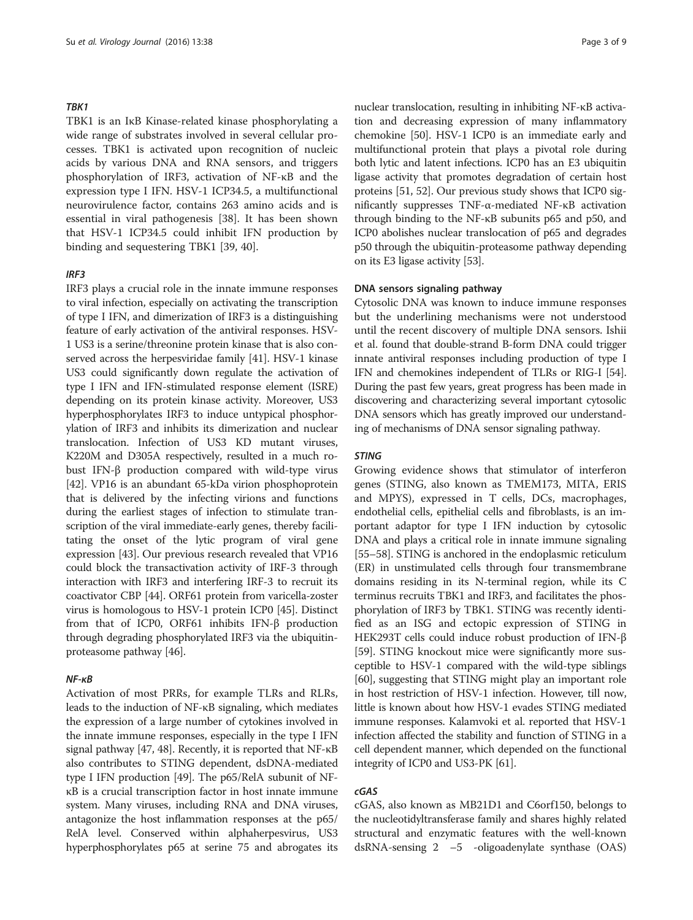### *TBK1*

TBK1 is an IκB Kinase-related kinase phosphorylating a wide range of substrates involved in several cellular processes. TBK1 is activated upon recognition of nucleic acids by various DNA and RNA sensors, and triggers phosphorylation of IRF3, activation of NF-κB and the expression type I IFN. HSV-1 ICP34.5, a multifunctional neurovirulence factor, contains 263 amino acids and is essential in viral pathogenesis [38]. It has been shown that HSV-1 ICP34.5 could inhibit IFN production by binding and sequestering TBK1 [39, 40].

### *IRF3*

IRF3 plays a crucial role in the innate immune responses to viral infection, especially on activating the transcription of type I IFN, and dimerization of IRF3 is a distinguishing feature of early activation of the antiviral responses. HSV-1 US3 is a serine/threonine protein kinase that is also conserved across the herpesviridae family [41]. HSV-1 kinase US3 could significantly down regulate the activation of type I IFN and IFN-stimulated response element (ISRE) depending on its protein kinase activity. Moreover, US3 hyperphosphorylates IRF3 to induce untypical phosphorylation of IRF3 and inhibits its dimerization and nuclear translocation. Infection of US3 KD mutant viruses, K220M and D305A respectively, resulted in a much robust IFN-β production compared with wild-type virus [42]. VP16 is an abundant 65-kDa virion phosphoprotein that is delivered by the infecting virions and functions during the earliest stages of infection to stimulate transcription of the viral immediate-early genes, thereby facilitating the onset of the lytic program of viral gene expression [43]. Our previous research revealed that VP16 could block the transactivation activity of IRF-3 through interaction with IRF3 and interfering IRF-3 to recruit its coactivator CBP [44]. ORF61 protein from varicella-zoster virus is homologous to HSV-1 protein ICP0 [45]. Distinct from that of ICP0, ORF61 inhibits IFN-β production through degrading phosphorylated IRF3 via the ubiquitin-proteasome pathway [46].

### *NF-κB*

Activation of most PRRs, for example TLRs and RLRs, leads to the induction of NF-κB signaling, which mediates the expression of a large number of cytokines involved in the innate immune responses, especially in the type I IFN signal pathway [47, 48]. Recently, it is reported that NF-κB also contributes to STING dependent, dsDNA-mediated type I IFN production [49]. The p65/RelA subunit of NF-κB is a crucial transcription factor in host innate immune system. Many viruses, including RNA and DNA viruses, antagonize the host inflammation responses at the p65/RelA level. Conserved within alphaherpesvirus, US3 hyperphosphorylates p65 at serine 75 and abrogates its nuclear translocation, resulting in inhibiting NF-κB activation and decreasing expression of many inflammatory chemokine [50]. HSV-1 ICP0 is an immediate early and multifunctional protein that plays a pivotal role during both lytic and latent infections. ICP0 has an E3 ubiquitin ligase activity that promotes degradation of certain host proteins [51, 52]. Our previous study shows that ICP0 significantly suppresses TNF-α-mediated NF-κB activation through binding to the NF-κB subunits p65 and p50, and ICP0 abolishes nuclear translocation of p65 and degrades p50 through the ubiquitin-proteasome pathway depending on its E3 ligase activity [53].

## DNA sensors signaling pathway

Cytosolic DNA was known to induce immune responses but the underlining mechanisms were not understood until the recent discovery of multiple DNA sensors. Ishii et al. found that double-strand B-form DNA could trigger innate antiviral responses including production of type I IFN and chemokines independent of TLRs or RIG-I [54]. During the past few years, great progress has been made in discovering and characterizing several important cytosolic DNA sensors which has greatly improved our understanding of mechanisms of DNA sensor signaling pathway.

### *STING*

Growing evidence shows that stimulator of interferon genes (STING, also known as TMEM173, MITA, ERIS and MPYS), expressed in T cells, DCs, macrophages, endothelial cells, epithelial cells and fibroblasts, is an important adaptor for type I IFN induction by cytosolic DNA and plays a critical role in innate immune signaling [55–58]. STING is anchored in the endoplasmic reticulum (ER) in unstimulated cells through four transmembrane domains residing in its N-terminal region, while its C terminus recruits TBK1 and IRF3, and facilitates the phosphorylation of IRF3 by TBK1. STING was recently identified as an ISG and ectopic expression of STING in HEK293T cells could induce robust production of IFN-β [59]. STING knockout mice were significantly more susceptible to HSV-1 compared with the wild-type siblings [60], suggesting that STING might play an important role in host restriction of HSV-1 infection. However, till now, little is known about how HSV-1 evades STING mediated immune responses. Kalamvoki et al. reported that HSV-1 infection affected the stability and function of STING in a cell dependent manner, which depended on the functional integrity of ICP0 and US3-PK [61].

### *cGAS*

cGAS, also known as MB21D1 and C6orf150, belongs to the nucleotidyltransferase family and shares highly related structural and enzymatic features with the well-known dsRNA-sensing 2′–5′-oligoadenylate synthase (OAS)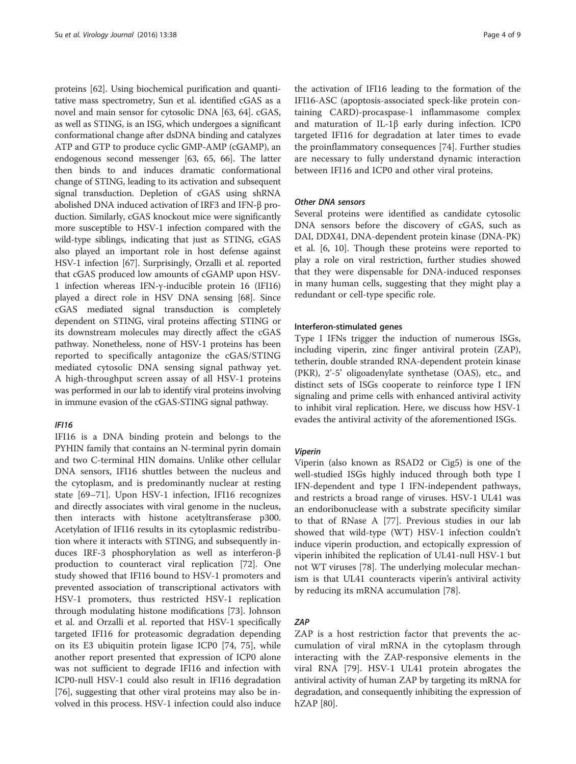proteins [62]. Using biochemical purification and quantitative mass spectrometry, Sun et al. identified cGAS as a novel and main sensor for cytosolic DNA [63, 64]. cGAS, as well as STING, is an ISG, which undergoes a significant conformational change after dsDNA binding and catalyzes ATP and GTP to produce cyclic GMP-AMP (cGAMP), an endogenous second messenger [63, 65, 66]. The latter then binds to and induces dramatic conformational change of STING, leading to its activation and subsequent signal transduction. Depletion of cGAS using shRNA abolished DNA induced activation of IRF3 and IFN-β production. Similarly, cGAS knockout mice were significantly more susceptible to HSV-1 infection compared with the wild-type siblings, indicating that just as STING, cGAS also played an important role in host defense against HSV-1 infection [67]. Surprisingly, Orzalli et al. reported that cGAS produced low amounts of cGAMP upon HSV-1 infection whereas IFN-γ-inducible protein 16 (IFI16) played a direct role in HSV DNA sensing [68]. Since cGAS mediated signal transduction is completely dependent on STING, viral proteins affecting STING or its downstream molecules may directly affect the cGAS pathway. Nonetheless, none of HSV-1 proteins has been reported to specifically antagonize the cGAS/STING mediated cytosolic DNA sensing signal pathway yet. A high-throughput screen assay of all HSV-1 proteins was performed in our lab to identify viral proteins involving in immune evasion of the cGAS-STING signal pathway.

#### *IFI16*

IFI16 is a DNA binding protein and belongs to the PYHIN family that contains an N-terminal pyrin domain and two C-terminal HIN domains. Unlike other cellular DNA sensors, IFI16 shuttles between the nucleus and the cytoplasm, and is predominantly nuclear at resting state [69–71]. Upon HSV-1 infection, IFI16 recognizes and directly associates with viral genome in the nucleus, then interacts with histone acetyltransferase p300. Acetylation of IFI16 results in its cytoplasmic redistribution where it interacts with STING, and subsequently induces IRF-3 phosphorylation as well as interferon-β production to counteract viral replication [72]. One study showed that IFI16 bound to HSV-1 promoters and prevented association of transcriptional activators with HSV-1 promoters, thus restricted HSV-1 replication through modulating histone modifications [73]. Johnson et al. and Orzalli et al. reported that HSV-1 specifically targeted IFI16 for proteasomic degradation depending on its E3 ubiquitin protein ligase ICP0 [74, 75], while another report presented that expression of ICP0 alone was not sufficient to degrade IFI16 and infection with ICP0-null HSV-1 could also result in IFI16 degradation [76], suggesting that other viral proteins may also be involved in this process. HSV-1 infection could also induce the activation of IFI16 leading to the formation of the IFI16-ASC (apoptosis-associated speck-like protein containing CARD)-procaspase-1 inflammasome complex and maturation of IL-1β early during infection. ICP0 targeted IFI16 for degradation at later times to evade the proinflammatory consequences [74]. Further studies are necessary to fully understand dynamic interaction between IFI16 and ICP0 and other viral proteins.

#### *Other DNA sensors*

Several proteins were identified as candidate cytosolic DNA sensors before the discovery of cGAS, such as DAI, DDX41, DNA-dependent protein kinase (DNA-PK) et al. [6, 10]. Though these proteins were reported to play a role on viral restriction, further studies showed that they were dispensable for DNA-induced responses in many human cells, suggesting that they might play a redundant or cell-type specific role.

### Interferon-stimulated genes

Type I IFNs trigger the induction of numerous ISGs, including viperin, zinc finger antiviral protein (ZAP), tetherin, double stranded RNA-dependent protein kinase (PKR), 2'-5' oligoadenylate synthetase (OAS), etc., and distinct sets of ISGs cooperate to reinforce type I IFN signaling and prime cells with enhanced antiviral activity to inhibit viral replication. Here, we discuss how HSV-1 evades the antiviral activity of the aforementioned ISGs.

#### *Viperin*

Viperin (also known as RSAD2 or Cig5) is one of the well-studied ISGs highly induced through both type I IFN-dependent and type I IFN-independent pathways, and restricts a broad range of viruses. HSV-1 UL41 was an endoribonuclease with a substrate specificity similar to that of RNase A [77]. Previous studies in our lab showed that wild-type (WT) HSV-1 infection couldn't induce viperin production, and ectopically expression of viperin inhibited the replication of UL41-null HSV-1 but not WT viruses [78]. The underlying molecular mechanism is that UL41 counteracts viperin's antiviral activity by reducing its mRNA accumulation [78].

#### *ZAP*

ZAP is a host restriction factor that prevents the accumulation of viral mRNA in the cytoplasm through interacting with the ZAP-responsive elements in the viral RNA [79]. HSV-1 UL41 protein abrogates the antiviral activity of human ZAP by targeting its mRNA for degradation, and consequently inhibiting the expression of hZAP [80].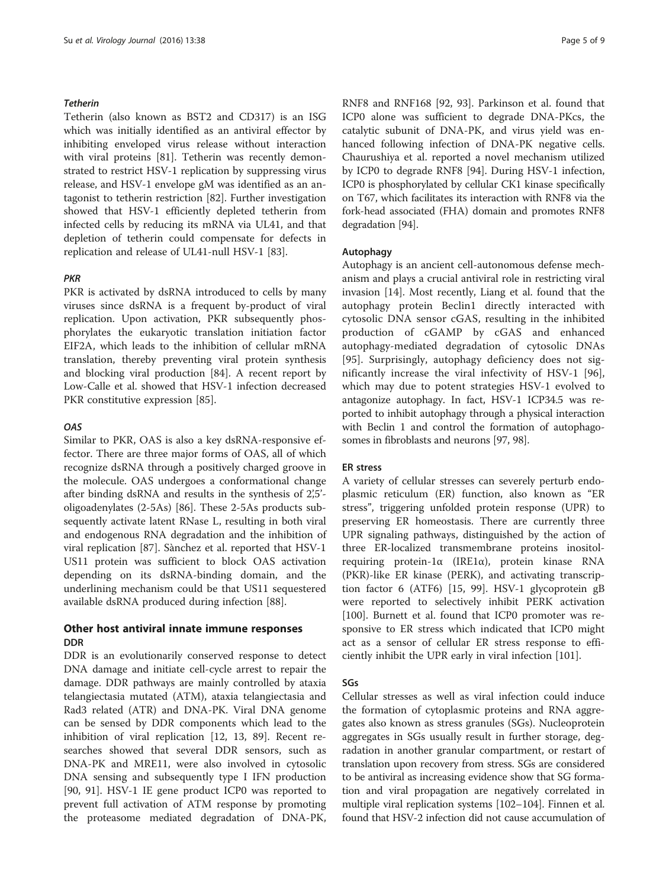#### *Tetherin*

Tetherin (also known as BST2 and CD317) is an ISG which was initially identified as an antiviral effector by inhibiting enveloped virus release without interaction with viral proteins [81]. Tetherin was recently demonstrated to restrict HSV-1 replication by suppressing virus release, and HSV-1 envelope gM was identified as an antagonist to tetherin restriction [82]. Further investigation showed that HSV-1 efficiently depleted tetherin from infected cells by reducing its mRNA via UL41, and that depletion of tetherin could compensate for defects in replication and release of UL41-null HSV-1 [83].

#### *PKR*

PKR is activated by dsRNA introduced to cells by many viruses since dsRNA is a frequent by-product of viral replication. Upon activation, PKR subsequently phosphorylates the eukaryotic translation initiation factor EIF2A, which leads to the inhibition of cellular mRNA translation, thereby preventing viral protein synthesis and blocking viral production [84]. A recent report by Low-Calle et al. showed that HSV-1 infection decreased PKR constitutive expression [85].

#### *OAS*

Similar to PKR, OAS is also a key dsRNA-responsive effector. There are three major forms of OAS, all of which recognize dsRNA through a positively charged groove in the molecule. OAS undergoes a conformational change after binding dsRNA and results in the synthesis of 2',5'-oligoadenylates (2-5As) [86]. These 2-5As products subsequently activate latent RNase L, resulting in both viral and endogenous RNA degradation and the inhibition of viral replication [87]. Sànchez et al. reported that HSV-1 US11 protein was sufficient to block OAS activation depending on its dsRNA-binding domain, and the underlining mechanism could be that US11 sequestered available dsRNA produced during infection [88].

## Other host antiviral innate immune responses

### DDR

DDR is an evolutionarily conserved response to detect DNA damage and initiate cell-cycle arrest to repair the damage. DDR pathways are mainly controlled by ataxia telangiectasia mutated (ATM), ataxia telangiectasia and Rad3 related (ATR) and DNA-PK. Viral DNA genome can be sensed by DDR components which lead to the inhibition of viral replication [12, 13, 89]. Recent researches showed that several DDR sensors, such as DNA-PK and MRE11, were also involved in cytosolic DNA sensing and subsequently type I IFN production [90, 91]. HSV-1 IE gene product ICP0 was reported to prevent full activation of ATM response by promoting the proteasome mediated degradation of DNA-PK, RNF8 and RNF168 [92, 93]. Parkinson et al. found that ICP0 alone was sufficient to degrade DNA-PKcs, the catalytic subunit of DNA-PK, and virus yield was enhanced following infection of DNA-PK negative cells. Chaurushiya et al. reported a novel mechanism utilized by ICP0 to degrade RNF8 [94]. During HSV-1 infection, ICP0 is phosphorylated by cellular CK1 kinase specifically on T67, which facilitates its interaction with RNF8 via the fork-head associated (FHA) domain and promotes RNF8 degradation [94].

### Autophagy

Autophagy is an ancient cell-autonomous defense mechanism and plays a crucial antiviral role in restricting viral invasion [14]. Most recently, Liang et al. found that the autophagy protein Beclin1 directly interacted with cytosolic DNA sensor cGAS, resulting in the inhibited production of cGAMP by cGAS and enhanced autophagy-mediated degradation of cytosolic DNAs [95]. Surprisingly, autophagy deficiency does not significantly increase the viral infectivity of HSV-1 [96], which may due to potent strategies HSV-1 evolved to antagonize autophagy. In fact, HSV-1 ICP34.5 was reported to inhibit autophagy through a physical interaction with Beclin 1 and control the formation of autophagosomes in fibroblasts and neurons [97, 98].

### ER stress

A variety of cellular stresses can severely perturb endoplasmic reticulum (ER) function, also known as "ER stress", triggering unfolded protein response (UPR) to preserving ER homeostasis. There are currently three UPR signaling pathways, distinguished by the action of three ER-localized transmembrane proteins inositol-requiring protein-1α (IRE1α), protein kinase RNA (PKR)-like ER kinase (PERK), and activating transcription factor 6 (ATF6) [15, 99]. HSV-1 glycoprotein gB were reported to selectively inhibit PERK activation [100]. Burnett et al. found that ICP0 promoter was responsive to ER stress which indicated that ICP0 might act as a sensor of cellular ER stress response to efficiently inhibit the UPR early in viral infection [101].

### SGs

Cellular stresses as well as viral infection could induce the formation of cytoplasmic proteins and RNA aggregates also known as stress granules (SGs). Nucleoprotein aggregates in SGs usually result in further storage, degradation in another granular compartment, or restart of translation upon recovery from stress. SGs are considered to be antiviral as increasing evidence show that SG formation and viral propagation are negatively correlated in multiple viral replication systems [102–104]. Finnen et al. found that HSV-2 infection did not cause accumulation of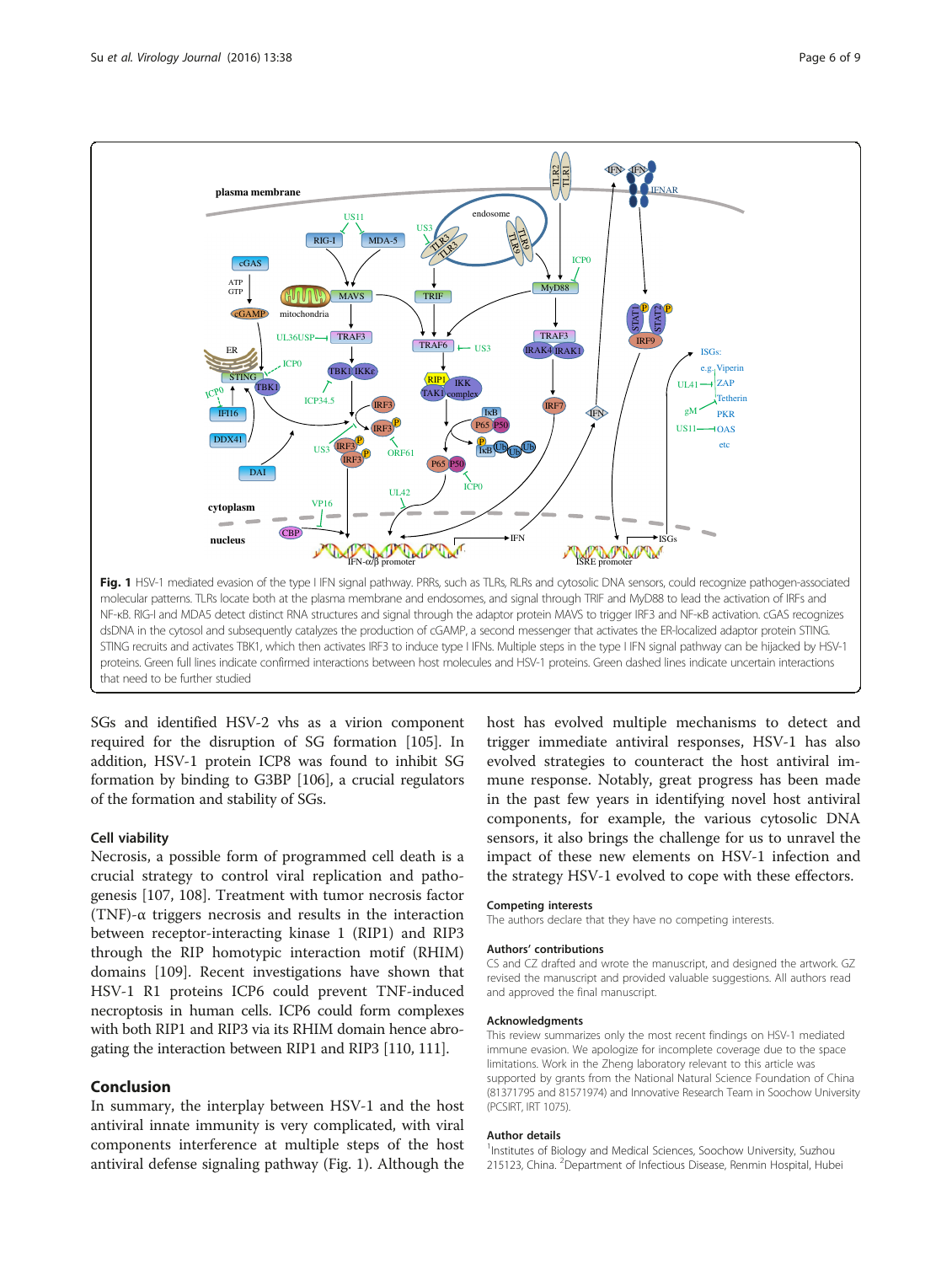**Fig. 1** HSV-1 mediated evasion of the type I IFN signal pathway. PRRs, such as TLRs, RLRs and cytosolic DNA sensors, could recognize pathogen-associated molecular patterns. TLRs locate both at the plasma membrane and endosomes, and signal through TRIF and MyD88 to lead the activation of IRFs and NF-κB. RIG-I and MDA5 detect distinct RNA structures and signal through the adaptor protein MAVS to trigger IRF3 and NF-κB activation. cGAS recognizes dsDNA in the cytosol and subsequently catalyzes the production of cGAMP, a second messenger that activates the ER-localized adaptor protein STING. STING recruits and activates TBK1, which then activates IRF3 to induce type I IFNs. Multiple steps in the type I IFN signal pathway can be hijacked by HSV-1 proteins. Green full lines indicate confirmed interactions between host molecules and HSV-1 proteins. Green dashed lines indicate uncertain interactions that need to be further studied

SGs and identified HSV-2 vhs as a virion component required for the disruption of SG formation [105]. In addition, HSV-1 protein ICP8 was found to inhibit SG formation by binding to G3BP [106], a crucial regulators of the formation and stability of SGs.

### Cell viability

Necrosis, a possible form of programmed cell death is a crucial strategy to control viral replication and pathogenesis [107, 108]. Treatment with tumor necrosis factor (TNF)-α triggers necrosis and results in the interaction between receptor-interacting kinase 1 (RIP1) and RIP3 through the RIP homotypic interaction motif (RHIM) domains [109]. Recent investigations have shown that HSV-1 R1 proteins ICP6 could prevent TNF-induced necroptosis in human cells. ICP6 could form complexes with both RIP1 and RIP3 via its RHIM domain hence abrogating the interaction between RIP1 and RIP3 [110, 111].

## Conclusion

In summary, the interplay between HSV-1 and the host antiviral innate immunity is very complicated, with viral components interference at multiple steps of the host antiviral defense signaling pathway (Fig. 1). Although the host has evolved multiple mechanisms to detect and trigger immediate antiviral responses, HSV-1 has also evolved strategies to counteract the host antiviral immune response. Notably, great progress has been made in the past few years in identifying novel host antiviral components, for example, the various cytosolic DNA sensors, it also brings the challenge for us to unravel the impact of these new elements on HSV-1 infection and the strategy HSV-1 evolved to cope with these effectors.

### Competing interests

The authors declare that they have no competing interests.

### Authors' contributions

CS and CZ drafted and wrote the manuscript, and designed the artwork. GZ revised the manuscript and provided valuable suggestions. All authors read and approved the final manuscript.

### Acknowledgments

This review summarizes only the most recent findings on HSV-1 mediated immune evasion. We apologize for incomplete coverage due to the space limitations. Work in the Zheng laboratory relevant to this article was supported by grants from the National Natural Science Foundation of China (81371795 and 81571974) and Innovative Research Team in Soochow University (PCSIRT, IRT 1075).

### Author details

[1]Institutes of Biology and Medical Sciences, Soochow University, Suzhou 215123, China. [2]Department of Infectious Disease, Renmin Hospital, Hubei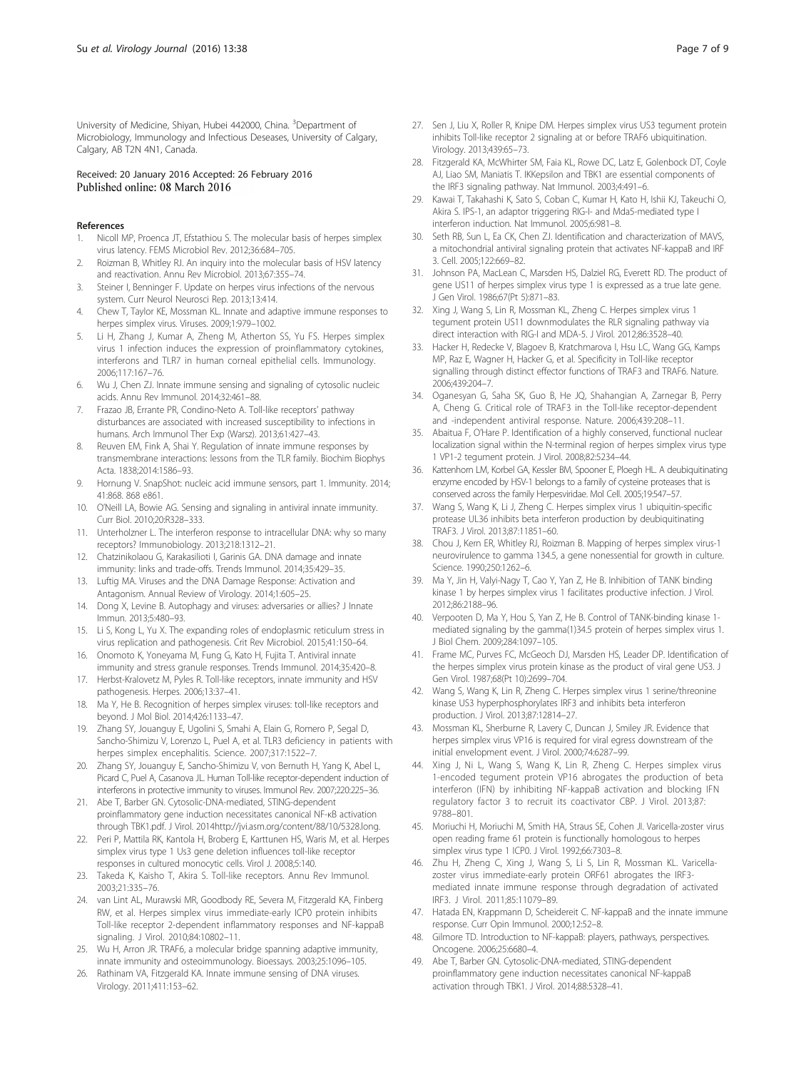University of Medicine, Shiyan, Hubei 442000, China. [3]Department of Microbiology, Immunology and Infectious Deseases, University of Calgary, Calgary, AB T2N 4N1, Canada.

Received: 20 January 2016 Accepted: 26 February 2016
Published online: 08 March 2016

## References

1. Nicoll MP, Proenca JT, Efstathiou S. The molecular basis of herpes simplex virus latency. FEMS Microbiol Rev. 2012;36:684–705.
2. Roizman B, Whitley RJ. An inquiry into the molecular basis of HSV latency and reactivation. Annu Rev Microbiol. 2013;67:355–74.
3. Steiner I, Benninger F. Update on herpes virus infections of the nervous system. Curr Neurol Neurosci Rep. 2013;13:414.
4. Chew T, Taylor KE, Mossman KL. Innate and adaptive immune responses to herpes simplex virus. Viruses. 2009;1:979–1002.
5. Li H, Zhang J, Kumar A, Zheng M, Atherton SS, Yu FS. Herpes simplex virus 1 infection induces the expression of proinflammatory cytokines, interferons and TLR7 in human corneal epithelial cells. Immunology. 2006;117:167–76.
6. Wu J, Chen ZJ. Innate immune sensing and signaling of cytosolic nucleic acids. Annu Rev Immunol. 2014;32:461–88.
7. Frazao JB, Errante PR, Condino-Neto A. Toll-like receptors' pathway disturbances are associated with increased susceptibility to infections in humans. Arch Immunol Ther Exp (Warsz). 2013;61:427–43.
8. Reuven EM, Fink A, Shai Y. Regulation of innate immune responses by transmembrane interactions: lessons from the TLR family. Biochim Biophys Acta. 1838;2014:1586–93.
9. Hornung V. SnapShot: nucleic acid immune sensors, part 1. Immunity. 2014; 41:868. 868 e861.
10. O'Neill LA, Bowie AG. Sensing and signaling in antiviral innate immunity. Curr Biol. 2010;20:R328–333.
11. Unterholzner L. The interferon response to intracellular DNA: why so many receptors? Immunobiology. 2013;218:1312–21.
12. Chatzinikolaou G, Karakasilioti I, Garinis GA. DNA damage and innate immunity: links and trade-offs. Trends Immunol. 2014;35:429–35.
13. Luftig MA. Viruses and the DNA Damage Response: Activation and Antagonism. Annual Review of Virology. 2014;1:605–25.
14. Dong X, Levine B. Autophagy and viruses: adversaries or allies? J Innate Immun. 2013;5:480–93.
15. Li S, Kong L, Yu X. The expanding roles of endoplasmic reticulum stress in virus replication and pathogenesis. Crit Rev Microbiol. 2015;41:150–64.
16. Onomoto K, Yoneyama M, Fung G, Kato H, Fujita T. Antiviral innate immunity and stress granule responses. Trends Immunol. 2014;35:420–8.
17. Herbst-Kralovetz M, Pyles R. Toll-like receptors, innate immunity and HSV pathogenesis. Herpes. 2006;13:37–41.
18. Ma Y, He B. Recognition of herpes simplex viruses: toll-like receptors and beyond. J Mol Biol. 2014;426:1133–47.
19. Zhang SY, Jouanguy E, Ugolini S, Smahi A, Elain G, Romero P, Segal D, Sancho-Shimizu V, Lorenzo L, Puel A, et al. TLR3 deficiency in patients with herpes simplex encephalitis. Science. 2007;317:1522–7.
20. Zhang SY, Jouanguy E, Sancho-Shimizu V, von Bernuth H, Yang K, Abel L, Picard C, Puel A, Casanova JL. Human Toll-like receptor-dependent induction of interferons in protective immunity to viruses. Immunol Rev. 2007;220:225–36.
21. Abe T, Barber GN. Cytosolic-DNA-mediated, STING-dependent proinflammatory gene induction necessitates canonical NF-κB activation through TBK1.pdf. J Virol. 2014http://jvi.asm.org/content/88/10/5328.long.
22. Peri P, Mattila RK, Kantola H, Broberg E, Karttunen HS, Waris M, et al. Herpes simplex virus type 1 Us3 gene deletion influences toll-like receptor responses in cultured monocytic cells. Virol J. 2008;5:140.
23. Takeda K, Kaisho T, Akira S. Toll-like receptors. Annu Rev Immunol. 2003;21:335–76.
24. van Lint AL, Murawski MR, Goodbody RE, Severa M, Fitzgerald KA, Finberg RW, et al. Herpes simplex virus immediate-early ICP0 protein inhibits Toll-like receptor 2-dependent inflammatory responses and NF-kappaB signaling. J Virol. 2010;84:10802–11.
25. Wu H, Arron JR. TRAF6, a molecular bridge spanning adaptive immunity, innate immunity and osteoimmunology. Bioessays. 2003;25:1096–105.
26. Rathinam VA, Fitzgerald KA. Innate immune sensing of DNA viruses. Virology. 2011;411:153–62.
27. Sen J, Liu X, Roller R, Knipe DM. Herpes simplex virus US3 tegument protein inhibits Toll-like receptor 2 signaling at or before TRAF6 ubiquitination. Virology. 2013;439:65–73.
28. Fitzgerald KA, McWhirter SM, Faia KL, Rowe DC, Latz E, Golenbock DT, Coyle AJ, Liao SM, Maniatis T. IKKepsilon and TBK1 are essential components of the IRF3 signaling pathway. Nat Immunol. 2003;4:491–6.
29. Kawai T, Takahashi K, Sato S, Coban C, Kumar H, Kato H, Ishii KJ, Takeuchi O, Akira S. IPS-1, an adaptor triggering RIG-I- and Mda5-mediated type I interferon induction. Nat Immunol. 2005;6:981–8.
30. Seth RB, Sun L, Ea CK, Chen ZJ. Identification and characterization of MAVS, a mitochondrial antiviral signaling protein that activates NF-kappaB and IRF 3. Cell. 2005;122:669–82.
31. Johnson PA, MacLean C, Marsden HS, Dalziel RG, Everett RD. The product of gene US11 of herpes simplex virus type 1 is expressed as a true late gene. J Gen Virol. 1986;67(Pt 5):871–83.
32. Xing J, Wang S, Lin R, Mossman KL, Zheng C. Herpes simplex virus 1 tegument protein US11 downmodulates the RLR signaling pathway via direct interaction with RIG-I and MDA-5. J Virol. 2012;86:3528–40.
33. Hacker H, Redecke V, Blagoev B, Kratchmarova I, Hsu LC, Wang GG, Kamps MP, Raz E, Wagner H, Hacker G, et al. Specificity in Toll-like receptor signalling through distinct effector functions of TRAF3 and TRAF6. Nature. 2006;439:204–7.
34. Oganesyan G, Saha SK, Guo B, He JQ, Shahangian A, Zarnegar B, Perry A, Cheng G. Critical role of TRAF3 in the Toll-like receptor-dependent and -independent antiviral response. Nature. 2006;439:208–11.
35. Abaitua F, O'Hare P. Identification of a highly conserved, functional nuclear localization signal within the N-terminal region of herpes simplex virus type 1 VP1-2 tegument protein. J Virol. 2008;82:5234–44.
36. Kattenhorn LM, Korbel GA, Kessler BM, Spooner E, Ploegh HL. A deubiquitinating enzyme encoded by HSV-1 belongs to a family of cysteine proteases that is conserved across the family Herpesviridae. Mol Cell. 2005;19:547–57.
37. Wang S, Wang K, Li J, Zheng C. Herpes simplex virus 1 ubiquitin-specific protease UL36 inhibits beta interferon production by deubiquitinating TRAF3. J Virol. 2013;87:11851–60.
38. Chou J, Kern ER, Whitley RJ, Roizman B. Mapping of herpes simplex virus-1 neurovirulence to gamma 134.5, a gene nonessential for growth in culture. Science. 1990;250:1262–6.
39. Ma Y, Jin H, Valyi-Nagy T, Cao Y, Yan Z, He B. Inhibition of TANK binding kinase 1 by herpes simplex virus 1 facilitates productive infection. J Virol. 2012;86:2188–96.
40. Verpooten D, Ma Y, Hou S, Yan Z, He B. Control of TANK-binding kinase 1-mediated signaling by the gamma(1)34.5 protein of herpes simplex virus 1. J Biol Chem. 2009;284:1097–105.
41. Frame MC, Purves FC, McGeoch DJ, Marsden HS, Leader DP. Identification of the herpes simplex virus protein kinase as the product of viral gene US3. J Gen Virol. 1987;68(Pt 10):2699–704.
42. Wang S, Wang K, Lin R, Zheng C. Herpes simplex virus 1 serine/threonine kinase US3 hyperphosphorylates IRF3 and inhibits beta interferon production. J Virol. 2013;87:12814–27.
43. Mossman KL, Sherburne R, Lavery C, Duncan J, Smiley JR. Evidence that herpes simplex virus VP16 is required for viral egress downstream of the initial envelopment event. J Virol. 2000;74:6287–99.
44. Xing J, Ni L, Wang S, Wang K, Lin R, Zheng C. Herpes simplex virus 1-encoded tegument protein VP16 abrogates the production of beta interferon (IFN) by inhibiting NF-kappaB activation and blocking IFN regulatory factor 3 to recruit its coactivator CBP. J Virol. 2013;87: 9788–801.
45. Moriuchi H, Moriuchi M, Smith HA, Straus SE, Cohen JI. Varicella-zoster virus open reading frame 61 protein is functionally homologous to herpes simplex virus type 1 ICP0. J Virol. 1992;66:7303–8.
46. Zhu H, Zheng C, Xing J, Wang S, Li S, Lin R, Mossman KL. Varicella-zoster virus immediate-early protein ORF61 abrogates the IRF3-mediated innate immune response through degradation of activated IRF3. J Virol. 2011;85:11079–89.
47. Hatada EN, Krappmann D, Scheidereit C. NF-kappaB and the innate immune response. Curr Opin Immunol. 2000;12:52–8.
48. Gilmore TD. Introduction to NF-kappaB: players, pathways, perspectives. Oncogene. 2006;25:6680–4.
49. Abe T, Barber GN. Cytosolic-DNA-mediated, STING-dependent proinflammatory gene induction necessitates canonical NF-kappaB activation through TBK1. J Virol. 2014;88:5328–41.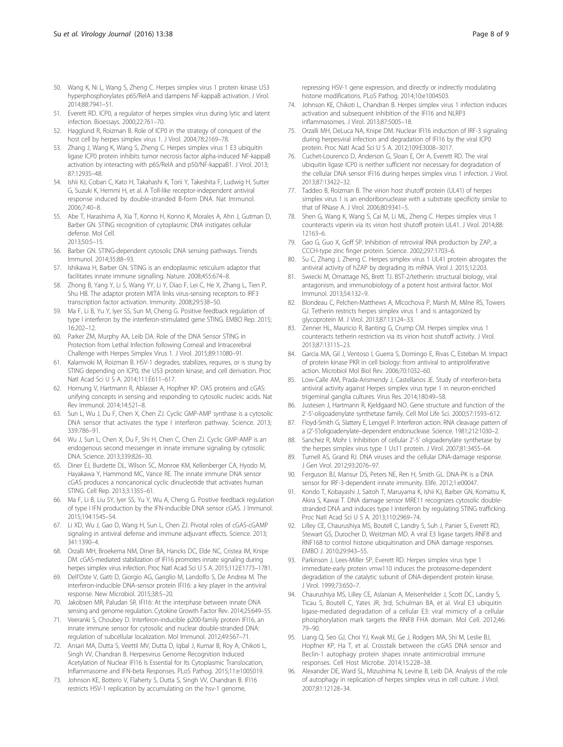50. Wang K, Ni L, Wang S, Zheng C. Herpes simplex virus 1 protein kinase US3 hyperphosphorylates p65/RelA and dampens NF-kappaB activation. J Virol. 2014;88:7941–51.
51. Everett RD. ICP0, a regulator of herpes simplex virus during lytic and latent infection. Bioessays. 2000;22:761–70.
52. Hagglund R, Roizman B. Role of ICP0 in the strategy of conquest of the host cell by herpes simplex virus 1. J Virol. 2004;78:2169–78.
53. Zhang J, Wang K, Wang S, Zheng C. Herpes simplex virus 1 E3 ubiquitin ligase ICP0 protein inhibits tumor necrosis factor alpha-induced NF-kappaB activation by interacting with p65/RelA and p50/NF-kappaB1. J Virol. 2013; 87:12935–48.
54. Ishii KJ, Coban C, Kato H, Takahashi K, Torii Y, Takeshita F, Ludwig H, Sutter G, Suzuki K, Hemmi H, et al. A Toll-like receptor-independent antiviral response induced by double-stranded B-form DNA. Nat Immunol. 2006;7:40–8.
55. Abe T, Harashima A, Xia T, Konno H, Konno K, Morales A, Ahn J, Gutman D, Barber GN. STING recognition of cytoplasmic DNA instigates cellular defense. Mol Cell. 2013;50:5–15.
56. Barber GN. STING-dependent cytosolic DNA sensing pathways. Trends Immunol. 2014;35:88–93.
57. Ishikawa H, Barber GN. STING is an endoplasmic reticulum adaptor that facilitates innate immune signalling. Nature. 2008;455:674–8.
58. Zhong B, Yang Y, Li S, Wang YY, Li Y, Diao F, Lei C, He X, Zhang L, Tien P, Shu HB. The adaptor protein MITA links virus-sensing receptors to IRF3 transcription factor activation. Immunity. 2008;29:538–50.
59. Ma F, Li B, Yu Y, Iyer SS, Sun M, Cheng G. Positive feedback regulation of type I interferon by the interferon-stimulated gene STING. EMBO Rep. 2015; 16:202–12.
60. Parker ZM, Murphy AA, Leib DA. Role of the DNA Sensor STING in Protection from Lethal Infection following Corneal and Intracerebral Challenge with Herpes Simplex Virus 1. J Virol. 2015;89:11080–91.
61. Kalamvoki M, Roizman B. HSV-1 degrades, stabilizes, requires, or is stung by STING depending on ICP0, the US3 protein kinase, and cell derivation. Proc Natl Acad Sci U S A. 2014;111:E611–617.
62. Hornung V, Hartmann R, Ablasser A, Hopfner KP. OAS proteins and cGAS: unifying concepts in sensing and responding to cytosolic nucleic acids. Nat Rev Immunol. 2014;14:521–8.
63. Sun L, Wu J, Du F, Chen X, Chen ZJ. Cyclic GMP-AMP synthase is a cytosolic DNA sensor that activates the type I interferon pathway. Science. 2013; 339:786–91.
64. Wu J, Sun L, Chen X, Du F, Shi H, Chen C, Chen ZJ. Cyclic GMP-AMP is an endogenous second messenger in innate immune signaling by cytosolic DNA. Science. 2013;339:826–30.
65. Diner EJ, Burdette DL, Wilson SC, Monroe KM, Kellenberger CA, Hyodo M, Hayakawa Y, Hammond MC, Vance RE. The innate immune DNA sensor cGAS produces a noncanonical cyclic dinucleotide that activates human STING. Cell Rep. 2013;3:1355–61.
66. Ma F, Li B, Liu SY, Iyer SS, Yu Y, Wu A, Cheng G. Positive feedback regulation of type I IFN production by the IFN-inducible DNA sensor cGAS. J Immunol. 2015;194:1545–54.
67. Li XD, Wu J, Gao D, Wang H, Sun L, Chen ZJ. Pivotal roles of cGAS-cGAMP signaling in antiviral defense and immune adjuvant effects. Science. 2013; 341:1390–4.
68. Orzalli MH, Broekema NM, Diner BA, Hancks DC, Elde NC, Cristea IM, Knipe DM. cGAS-mediated stabilization of IFI16 promotes innate signaling during herpes simplex virus infection. Proc Natl Acad Sci U S A. 2015;112:E1773–1781.
69. Dell'Oste V, Gatti D, Giorgio AG, Gariglio M, Landolfo S, De Andrea M. The interferon-inducible DNA-sensor protein IFI16: a key player in the antiviral response. New Microbiol. 2015;38:5–20.
70. Jakobsen MR, Paludan SR. IFI16: At the interphase between innate DNA sensing and genome regulation. Cytokine Growth Factor Rev. 2014;25:649–55.
71. Veeranki S, Choubey D. Interferon-inducible p200-family protein IFI16, an innate immune sensor for cytosolic and nuclear double-stranded DNA: regulation of subcellular localization. Mol Immunol. 2012;49:567–71.
72. Ansari MA, Dutta S, Veettil MV, Dutta D, Iqbal J, Kumar B, Roy A, Chikoti L, Singh VV, Chandran B. Herpesvirus Genome Recognition Induced Acetylation of Nuclear IFI16 Is Essential for Its Cytoplasmic Translocation, Inflammasome and IFN-beta Responses. PLoS Pathog. 2015;11:e1005019.
73. Johnson KE, Bottero V, Flaherty S, Dutta S, Singh VV, Chandran B. IFI16 restricts HSV-1 replication by accumulating on the hsv-1 genome, repressing HSV-1 gene expression, and directly or indirectly modulating histone modifications. PLoS Pathog. 2014;10:e1004503.
74. Johnson KE, Chikoti L, Chandran B. Herpes simplex virus 1 infection induces activation and subsequent inhibition of the IFI16 and NLRP3 inflammasomes. J Virol. 2013;87:5005–18.
75. Orzalli MH, DeLuca NA, Knipe DM. Nuclear IFI16 induction of IRF-3 signaling during herpesviral infection and degradation of IFI16 by the viral ICP0 protein. Proc Natl Acad Sci U S A. 2012;109:E3008–3017.
76. Cuchet-Lourenco D, Anderson G, Sloan E, Orr A, Everett RD. The viral ubiquitin ligase ICP0 is neither sufficient nor necessary for degradation of the cellular DNA sensor IFI16 during herpes simplex virus 1 infection. J Virol. 2013;87:13422–32.
77. Taddeo B, Roizman B. The virion host shutoff protein (UL41) of herpes simplex virus 1 is an endoribonuclease with a substrate specificity similar to that of RNase A. J Virol. 2006;80:9341–5.
78. Shen G, Wang K, Wang S, Cai M, Li ML, Zheng C. Herpes simplex virus 1 counteracts viperin via its virion host shutoff protein UL41. J Virol. 2014;88: 12163–6.
79. Gao G, Guo X, Goff SP. Inhibition of retroviral RNA production by ZAP, a CCCH-type zinc finger protein. Science. 2002;297:1703–6.
80. Su C, Zhang J, Zheng C. Herpes simplex virus 1 UL41 protein abrogates the antiviral activity of hZAP by degrading its mRNA. Virol J. 2015;12:203.
81. Swiecki M, Omattage NS, Brett TJ. BST-2/tetherin: structural biology, viral antagonism, and immunobiology of a potent host antiviral factor. Mol Immunol. 2013;54:132–9.
82. Blondeau C, Pelchen-Matthews A, Mlcochova P, Marsh M, Milne RS, Towers GJ. Tetherin restricts herpes simplex virus 1 and is antagonized by glycoprotein M. J Virol. 2013;87:13124–33.
83. Zenner HL, Mauricio R, Banting G, Crump CM. Herpes simplex virus 1 counteracts tetherin restriction via its virion host shutoff activity. J Virol. 2013;87:13115–23.
84. Garcia MA, Gil J, Ventoso I, Guerra S, Domingo E, Rivas C, Esteban M. Impact of protein kinase PKR in cell biology: from antiviral to antiproliferative action. Microbiol Mol Biol Rev. 2006;70:1032–60.
85. Low-Calle AM, Prada-Arismendy J, Castellanos JE. Study of interferon-beta antiviral activity against Herpes simplex virus type 1 in neuron-enriched trigeminal ganglia cultures. Virus Res. 2014;180:49–58.
86. Justesen J, Hartmann R, Kjeldgaard NO. Gene structure and function of the 2'-5'-oligoadenylate synthetase family. Cell Mol Life Sci. 2000;57:1593–612.
87. Floyd-Smith G, Slattery E, Lengyel P. Interferon action: RNA cleavage pattern of a (2'-5')oligoadenylate–dependent endonuclease. Science. 1981;212:1030–2.
88. Sanchez R, Mohr I. Inhibition of cellular 2'-5' oligoadenylate synthetase by the herpes simplex virus type 1 Us11 protein. J Virol. 2007;81:3455–64.
89. Turnell AS, Grand RJ. DNA viruses and the cellular DNA-damage response. J Gen Virol. 2012;93:2076–97.
90. Ferguson BJ, Mansur DS, Peters NE, Ren H, Smith GL. DNA-PK is a DNA sensor for IRF-3-dependent innate immunity. Elife. 2012;1:e00047.
91. Kondo T, Kobayashi J, Saitoh T, Maruyama K, Ishii KJ, Barber GN, Komatsu K, Akira S, Kawai T. DNA damage sensor MRE11 recognizes cytosolic double-stranded DNA and induces type I interferon by regulating STING trafficking. Proc Natl Acad Sci U S A. 2013;110:2969–74.
92. Lilley CE, Chaurushiya MS, Boutell C, Landry S, Suh J, Panier S, Everett RD, Stewart GS, Durocher D, Weitzman MD. A viral E3 ligase targets RNF8 and RNF168 to control histone ubiquitination and DNA damage responses. EMBO J. 2010;29:943–55.
93. Parkinson J, Lees-Miller SP, Everett RD. Herpes simplex virus type 1 immediate-early protein vmw110 induces the proteasome-dependent degradation of the catalytic subunit of DNA-dependent protein kinase. J Virol. 1999;73:650–7.
94. Chaurushiya MS, Lilley CE, Aslanian A, Meisenhelder J, Scott DC, Landry S, Ticau S, Boutell C, Yates JR, 3rd, Schulman BA, et al. Viral E3 ubiquitin ligase-mediated degradation of a cellular E3: viral mimicry of a cellular phosphorylation mark targets the RNF8 FHA domain. Mol Cell. 2012;46: 79–90.
95. Liang Q, Seo GJ, Choi YJ, Kwak MJ, Ge J, Rodgers MA, Shi M, Leslie BJ, Hopfner KP, Ha T, et al. Crosstalk between the cGAS DNA sensor and Beclin-1 autophagy protein shapes innate antimicrobial immune responses. Cell Host Microbe. 2014;15:228–38.
96. Alexander DE, Ward SL, Mizushima N, Levine B, Leib DA. Analysis of the role of autophagy in replication of herpes simplex virus in cell culture. J Virol. 2007;81:12128–34.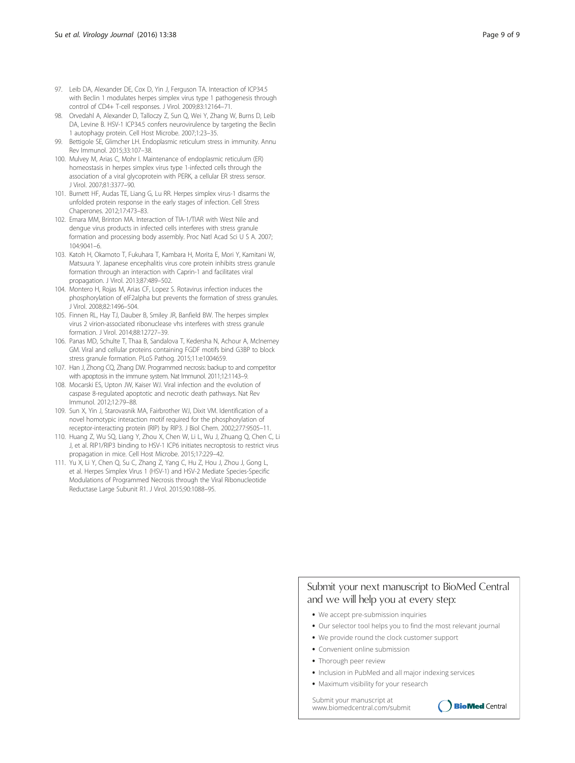97. Leib DA, Alexander DE, Cox D, Yin J, Ferguson TA. Interaction of ICP34.5 with Beclin 1 modulates herpes simplex virus type 1 pathogenesis through control of CD4+ T-cell responses. J Virol. 2009;83:12164–71.
98. Orvedahl A, Alexander D, Talloczy Z, Sun Q, Wei Y, Zhang W, Burns D, Leib DA, Levine B. HSV-1 ICP34.5 confers neurovirulence by targeting the Beclin 1 autophagy protein. Cell Host Microbe. 2007;1:23–35.
99. Bettigole SE, Glimcher LH. Endoplasmic reticulum stress in immunity. Annu Rev Immunol. 2015;33:107–38.
100. Mulvey M, Arias C, Mohr I. Maintenance of endoplasmic reticulum (ER) homeostasis in herpes simplex virus type 1-infected cells through the association of a viral glycoprotein with PERK, a cellular ER stress sensor. J Virol. 2007;81:3377–90.
101. Burnett HF, Audas TE, Liang G, Lu RR. Herpes simplex virus-1 disarms the unfolded protein response in the early stages of infection. Cell Stress Chaperones. 2012;17:473–83.
102. Emara MM, Brinton MA. Interaction of TIA-1/TIAR with West Nile and dengue virus products in infected cells interferes with stress granule formation and processing body assembly. Proc Natl Acad Sci U S A. 2007; 104:9041–6.
103. Katoh H, Okamoto T, Fukuhara T, Kambara H, Morita E, Mori Y, Kamitani W, Matsuura Y. Japanese encephalitis virus core protein inhibits stress granule formation through an interaction with Caprin-1 and facilitates viral propagation. J Virol. 2013;87:489–502.
104. Montero H, Rojas M, Arias CF, Lopez S. Rotavirus infection induces the phosphorylation of eIF2alpha but prevents the formation of stress granules. J Virol. 2008;82:1496–504.
105. Finnen RL, Hay TJ, Dauber B, Smiley JR, Banfield BW. The herpes simplex virus 2 virion-associated ribonuclease vhs interferes with stress granule formation. J Virol. 2014;88:12727–39.
106. Panas MD, Schulte T, Thaa B, Sandalova T, Kedersha N, Achour A, McInerney GM. Viral and cellular proteins containing FGDF motifs bind G3BP to block stress granule formation. PLoS Pathog. 2015;11:e1004659.
107. Han J, Zhong CQ, Zhang DW. Programmed necrosis: backup to and competitor with apoptosis in the immune system. Nat Immunol. 2011;12:1143–9.
108. Mocarski ES, Upton JW, Kaiser WJ. Viral infection and the evolution of caspase 8-regulated apoptotic and necrotic death pathways. Nat Rev Immunol. 2012;12:79–88.
109. Sun X, Yin J, Starovasnik MA, Fairbrother WJ, Dixit VM. Identification of a novel homotypic interaction motif required for the phosphorylation of receptor-interacting protein (RIP) by RIP3. J Biol Chem. 2002;277:9505–11.
110. Huang Z, Wu SQ, Liang Y, Zhou X, Chen W, Li L, Wu J, Zhuang Q, Chen C, Li J, et al. RIP1/RIP3 binding to HSV-1 ICP6 initiates necroptosis to restrict virus propagation in mice. Cell Host Microbe. 2015;17:229–42.
111. Yu X, Li Y, Chen Q, Su C, Zhang Z, Yang C, Hu Z, Hou J, Zhou J, Gong L, et al. Herpes Simplex Virus 1 (HSV-1) and HSV-2 Mediate Species-Specific Modulations of Programmed Necrosis through the Viral Ribonucleotide Reductase Large Subunit R1. J Virol. 2015;90:1088–95.

Submit your next manuscript to BioMed Central and we will help you at every step:

- We accept pre-submission inquiries
- Our selector tool helps you to find the most relevant journal
- We provide round the clock customer support
- Convenient online submission
- Thorough peer review
- Inclusion in PubMed and all major indexing services
- Maximum visibility for your research

Submit your manuscript at
www.biomedcentral.com/submit

BioMed Central